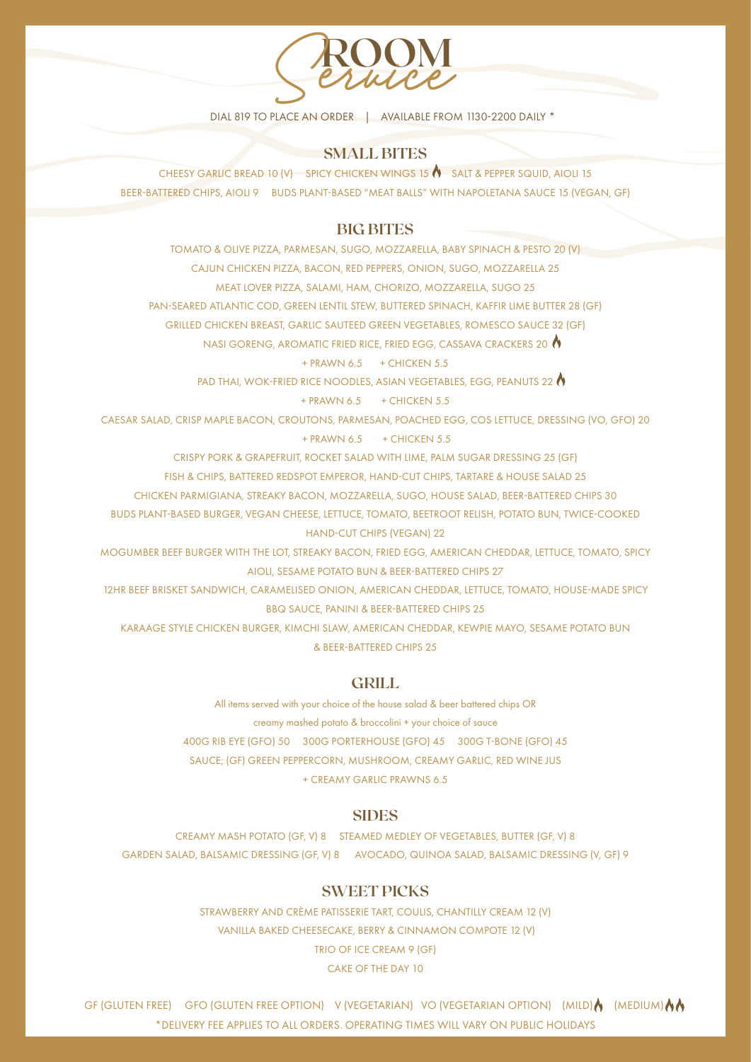# ROOM Service

DIAL 819 TO PLACE AN ORDER | AVAILABLE FROM 1130-2200 DAILY *

## SMALL BITES

CHEESY GARLIC BREAD 10 (V) SPICY CHICKEN WINGS 15 🔥 SALT & PEPPER SQUID, AIOLI 15

BEER-BATTERED CHIPS, AIOLI 9 BUDS PLANT-BASED "MEAT BALLS" WITH NAPOLETANA SAUCE 15 (VEGAN, GF)

## BIG BITES

TOMATO & OLIVE PIZZA, PARMESAN, SUGO, MOZZARELLA, BABY SPINACH & PESTO 20 (V)

CAJUN CHICKEN PIZZA, BACON, RED PEPPERS, ONION, SUGO, MOZZARELLA 25

MEAT LOVER PIZZA, SALAMI, HAM, CHORIZO, MOZZARELLA, SUGO 25

PAN-SEARED ATLANTIC COD, GREEN LENTIL STEW, BUTTERED SPINACH, KAFFIR LIME BUTTER 28 (GF)

GRILLED CHICKEN BREAST, GARLIC SAUTEED GREEN VEGETABLES, ROMESCO SAUCE 32 (GF)

NASI GORENG, AROMATIC FRIED RICE, FRIED EGG, CASSAVA CRACKERS 20 🔥

+ PRAWN 6.5 + CHICKEN 5.5

PAD THAI, WOK-FRIED RICE NOODLES, ASIAN VEGETABLES, EGG, PEANUTS 22 🔥

+ PRAWN 6.5 + CHICKEN 5.5

CAESAR SALAD, CRISP MAPLE BACON, CROUTONS, PARMESAN, POACHED EGG, COS LETTUCE, DRESSING (VO, GFO) 20

+ PRAWN 6.5 + CHICKEN 5.5

CRISPY PORK & GRAPEFRUIT, ROCKET SALAD WITH LIME, PALM SUGAR DRESSING 25 (GF)

FISH & CHIPS, BATTERED REDSPOT EMPEROR, HAND-CUT CHIPS, TARTARE & HOUSE SALAD 25

CHICKEN PARMIGIANA, STREAKY BACON, MOZZARELLA, SUGO, HOUSE SALAD, BEER-BATTERED CHIPS 30

BUDS PLANT-BASED BURGER, VEGAN CHEESE, LETTUCE, TOMATO, BEETROOT RELISH, POTATO BUN, TWICE-COOKED HAND-CUT CHIPS (VEGAN) 22

MOGUMBER BEEF BURGER WITH THE LOT, STREAKY BACON, FRIED EGG, AMERICAN CHEDDAR, LETTUCE, TOMATO, SPICY AIOLI, SESAME POTATO BUN & BEER-BATTERED CHIPS 27

12HR BEEF BRISKET SANDWICH, CARAMELISED ONION, AMERICAN CHEDDAR, LETTUCE, TOMATO, HOUSE-MADE SPICY BBQ SAUCE, PANINI & BEER-BATTERED CHIPS 25

KARAAGE STYLE CHICKEN BURGER, KIMCHI SLAW, AMERICAN CHEDDAR, KEWPIE MAYO, SESAME POTATO BUN & BEER-BATTERED CHIPS 25

## GRILL

All items served with your choice of the house salad & beer battered chips OR creamy mashed potato & broccolini + your choice of sauce

400G RIB EYE (GFO) 50 300G PORTERHOUSE (GFO) 45 300G T-BONE (GFO) 45

SAUCE; (GF) GREEN PEPPERCORN, MUSHROOM, CREAMY GARLIC, RED WINE JUS

+ CREAMY GARLIC PRAWNS 6.5

## SIDES

CREAMY MASH POTATO (GF, V) 8 STEAMED MEDLEY OF VEGETABLES, BUTTER (GF, V) 8

GARDEN SALAD, BALSAMIC DRESSING (GF, V) 8 AVOCADO, QUINOA SALAD, BALSAMIC DRESSING (V, GF) 9

## SWEET PICKS

STRAWBERRY AND CRÈME PATISSERIE TART, COULIS, CHANTILLY CREAM 12 (V)

VANILLA BAKED CHEESECAKE, BERRY & CINNAMON COMPOTE 12 (V)

TRIO OF ICE CREAM 9 (GF)

CAKE OF THE DAY 10

GF (GLUTEN FREE) GFO (GLUTEN FREE OPTION) V (VEGETARIAN) VO (VEGETARIAN OPTION) (MILD) 🔥 (MEDIUM) 🔥🔥

*DELIVERY FEE APPLIES TO ALL ORDERS. OPERATING TIMES WILL VARY ON PUBLIC HOLIDAYS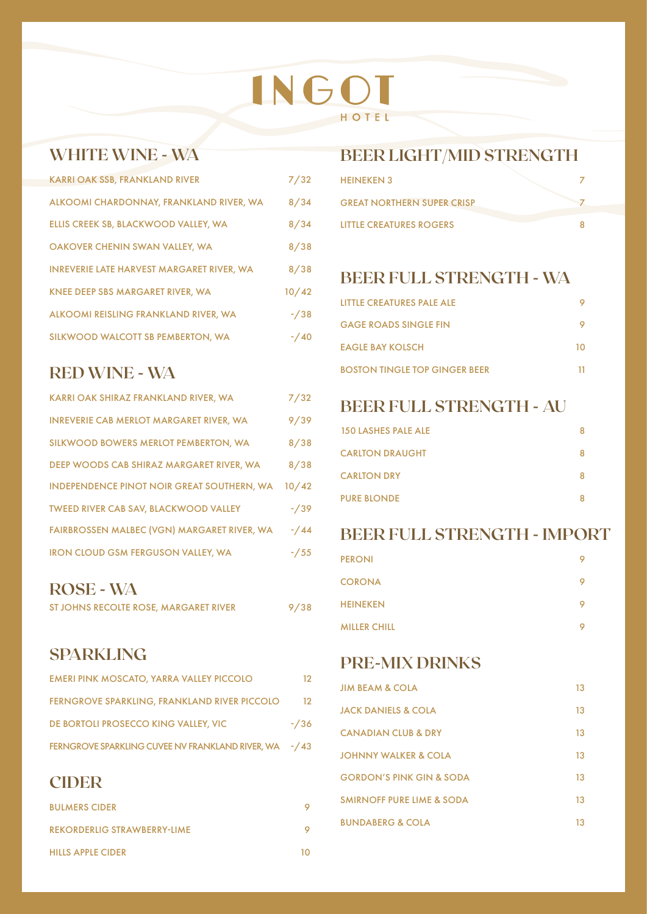# INGOT
HOTEL

## WHITE WINE - WA

| | |
|---|---|
| KARRI OAK SSB, FRANKLAND RIVER | 7/32 |
| ALKOOMI CHARDONNAY, FRANKLAND RIVER, WA | 8/34 |
| ELLIS CREEK SB, BLACKWOOD VALLEY, WA | 8/34 |
| OAKOVER CHENIN SWAN VALLEY, WA | 8/38 |
| INREVERIE LATE HARVEST MARGARET RIVER, WA | 8/38 |
| KNEE DEEP SBS MARGARET RIVER, WA | 10/42 |
| ALKOOMI REISLING FRANKLAND RIVER, WA | -/38 |
| SILKWOOD WALCOTT SB PEMBERTON, WA | -/40 |

## RED WINE - WA

| | |
|---|---|
| KARRI OAK SHIRAZ FRANKLAND RIVER, WA | 7/32 |
| INREVERIE CAB MERLOT MARGARET RIVER, WA | 9/39 |
| SILKWOOD BOWERS MERLOT PEMBERTON, WA | 8/38 |
| DEEP WOODS CAB SHIRAZ MARGARET RIVER, WA | 8/38 |
| INDEPENDENCE PINOT NOIR GREAT SOUTHERN, WA | 10/42 |
| TWEED RIVER CAB SAV, BLACKWOOD VALLEY | -/39 |
| FAIRBROSSEN MALBEC (VGN) MARGARET RIVER, WA | -/44 |
| IRON CLOUD GSM FERGUSON VALLEY, WA | -/55 |

## ROSE - WA

| | |
|---|---|
| ST JOHNS RECOLTE ROSE, MARGARET RIVER | 9/38 |

## SPARKLING

| | |
|---|---|
| EMERI PINK MOSCATO, YARRA VALLEY PICCOLO | 12 |
| FERNGROVE SPARKLING, FRANKLAND RIVER PICCOLO | 12 |
| DE BORTOLI PROSECCO KING VALLEY, VIC | -/36 |
| FERNGROVE SPARKLING CUVEE NV FRANKLAND RIVER, WA | -/43 |

## CIDER

| | |
|---|---|
| BULMERS CIDER | 9 |
| REKORDERLIG STRAWBERRY-LIME | 9 |
| HILLS APPLE CIDER | 10 |

## BEER LIGHT/MID STRENGTH

| | |
|---|---|
| HEINEKEN 3 | 7 |
| GREAT NORTHERN SUPER CRISP | 7 |
| LITTLE CREATURES ROGERS | 8 |

## BEER FULL STRENGTH - WA

| | |
|---|---|
| LITTLE CREATURES PALE ALE | 9 |
| GAGE ROADS SINGLE FIN | 9 |
| EAGLE BAY KOLSCH | 10 |
| BOSTON TINGLE TOP GINGER BEER | 11 |

## BEER FULL STRENGTH - AU

| | |
|---|---|
| 150 LASHES PALE ALE | 8 |
| CARLTON DRAUGHT | 8 |
| CARLTON DRY | 8 |
| PURE BLONDE | 8 |

## BEER FULL STRENGTH - IMPORT

| | |
|---|---|
| PERONI | 9 |
| CORONA | 9 |
| HEINEKEN | 9 |
| MILLER CHILL | 9 |

## PRE-MIX DRINKS

| | |
|---|---|
| JIM BEAM & COLA | 13 |
| JACK DANIELS & COLA | 13 |
| CANADIAN CLUB & DRY | 13 |
| JOHNNY WALKER & COLA | 13 |
| GORDON'S PINK GIN & SODA | 13 |
| SMIRNOFF PURE LIME & SODA | 13 |
| BUNDABERG & COLA | 13 |